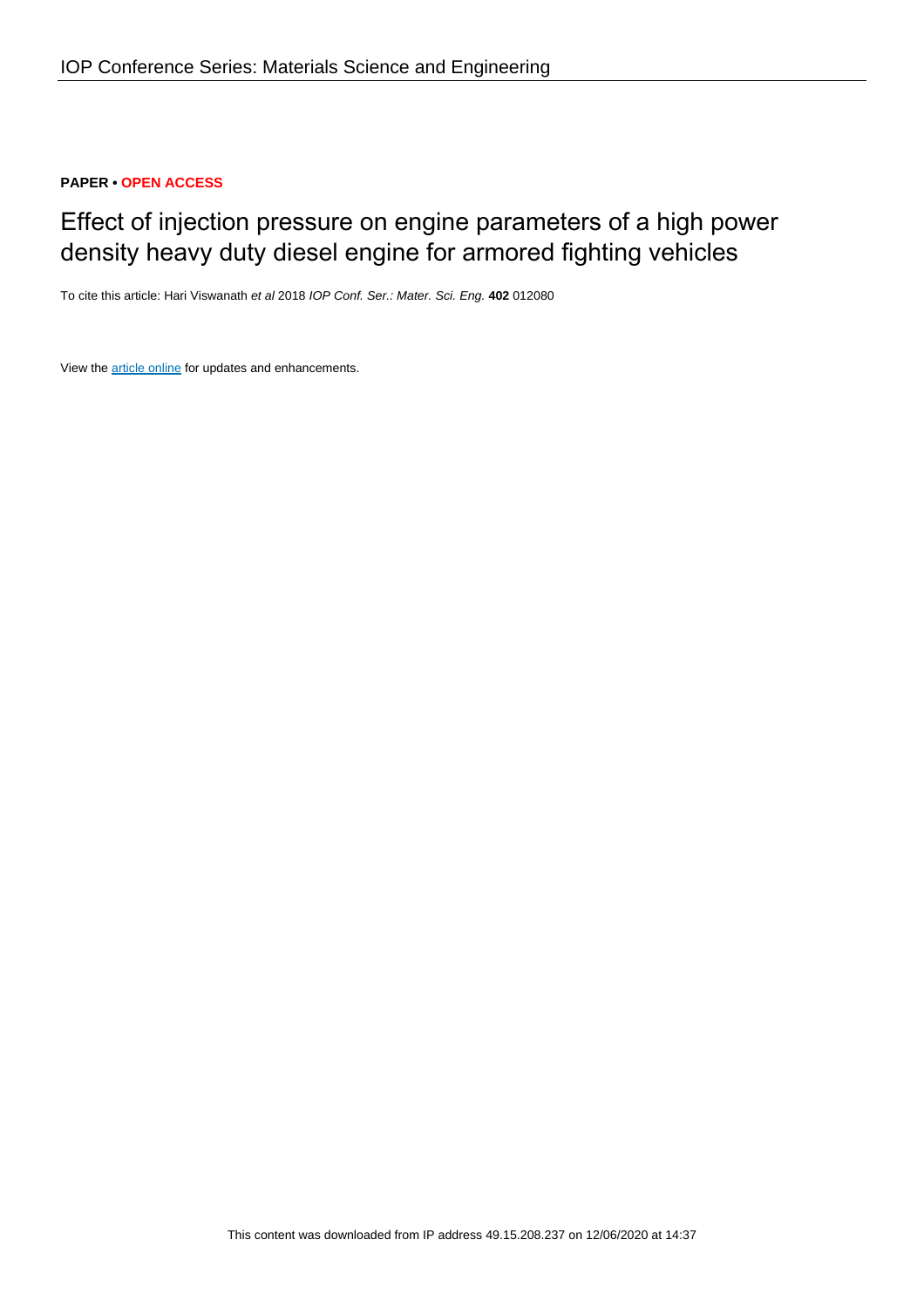**PAPER • OPEN ACCESS**

# Effect of injection pressure on engine parameters of a high power density heavy duty diesel engine for armored fighting vehicles

To cite this article: Hari Viswanath *et al* 2018 *IOP Conf. Ser.: Mater. Sci. Eng.* **402** 012080

View the article online for updates and enhancements.

This content was downloaded from IP address 49.15.208.237 on 12/06/2020 at 14:37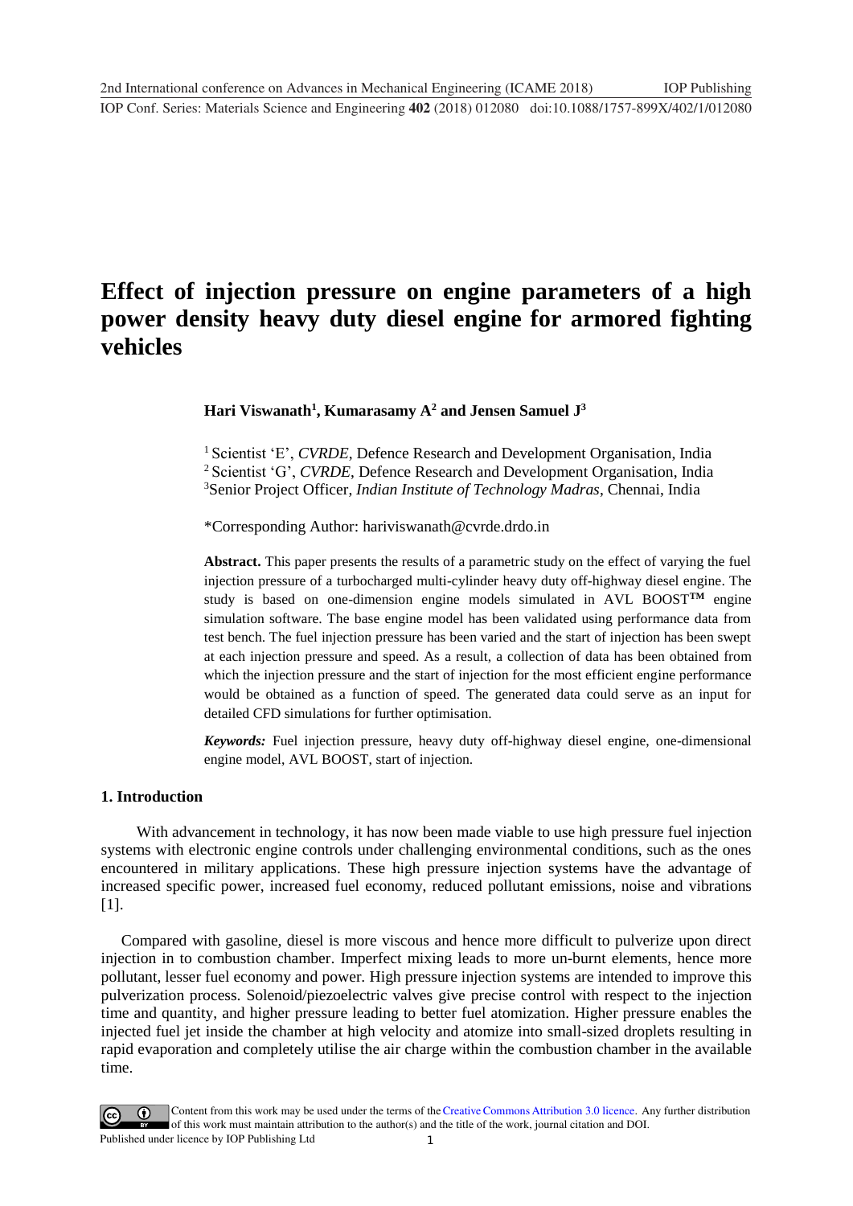# Effect of injection pressure on engine parameters of a high power density heavy duty diesel engine for armored fighting vehicles

**Hari Viswanath[1], Kumarasamy A[2] and Jensen Samuel J[3]**

[1] Scientist 'E', *CVRDE*, Defence Research and Development Organisation, India
[2] Scientist 'G', *CVRDE*, Defence Research and Development Organisation, India
[3] Senior Project Officer, *Indian Institute of Technology Madras*, Chennai, India

*Corresponding Author: hariviswanath@cvrde.drdo.in

**Abstract.** This paper presents the results of a parametric study on the effect of varying the fuel injection pressure of a turbocharged multi-cylinder heavy duty off-highway diesel engine. The study is based on one-dimension engine models simulated in AVL BOOST™ engine simulation software. The base engine model has been validated using performance data from test bench. The fuel injection pressure has been varied and the start of injection has been swept at each injection pressure and speed. As a result, a collection of data has been obtained from which the injection pressure and the start of injection for the most efficient engine performance would be obtained as a function of speed. The generated data could serve as an input for detailed CFD simulations for further optimisation.

***Keywords:*** Fuel injection pressure, heavy duty off-highway diesel engine, one-dimensional engine model, AVL BOOST, start of injection.

## 1. Introduction

With advancement in technology, it has now been made viable to use high pressure fuel injection systems with electronic engine controls under challenging environmental conditions, such as the ones encountered in military applications. These high pressure injection systems have the advantage of increased specific power, increased fuel economy, reduced pollutant emissions, noise and vibrations [1].

Compared with gasoline, diesel is more viscous and hence more difficult to pulverize upon direct injection in to combustion chamber. Imperfect mixing leads to more un-burnt elements, hence more pollutant, lesser fuel economy and power. High pressure injection systems are intended to improve this pulverization process. Solenoid/piezoelectric valves give precise control with respect to the injection time and quantity, and higher pressure leading to better fuel atomization. Higher pressure enables the injected fuel jet inside the chamber at high velocity and atomize into small-sized droplets resulting in rapid evaporation and completely utilise the air charge within the combustion chamber in the available time.

Content from this work may be used under the terms of the Creative Commons Attribution 3.0 licence. Any further distribution of this work must maintain attribution to the author(s) and the title of the work, journal citation and DOI.
Published under licence by IOP Publishing Ltd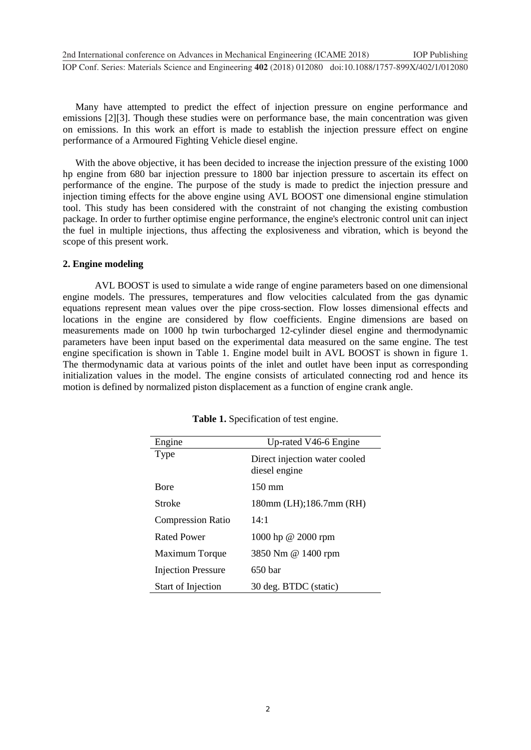Many have attempted to predict the effect of injection pressure on engine performance and emissions [2][3]. Though these studies were on performance base, the main concentration was given on emissions. In this work an effort is made to establish the injection pressure effect on engine performance of a Armoured Fighting Vehicle diesel engine.

With the above objective, it has been decided to increase the injection pressure of the existing 1000 hp engine from 680 bar injection pressure to 1800 bar injection pressure to ascertain its effect on performance of the engine. The purpose of the study is made to predict the injection pressure and injection timing effects for the above engine using AVL BOOST one dimensional engine stimulation tool. This study has been considered with the constraint of not changing the existing combustion package. In order to further optimise engine performance, the engine's electronic control unit can inject the fuel in multiple injections, thus affecting the explosiveness and vibration, which is beyond the scope of this present work.

## 2. Engine modeling

AVL BOOST is used to simulate a wide range of engine parameters based on one dimensional engine models. The pressures, temperatures and flow velocities calculated from the gas dynamic equations represent mean values over the pipe cross-section. Flow losses dimensional effects and locations in the engine are considered by flow coefficients. Engine dimensions are based on measurements made on 1000 hp twin turbocharged 12-cylinder diesel engine and thermodynamic parameters have been input based on the experimental data measured on the same engine. The test engine specification is shown in Table 1. Engine model built in AVL BOOST is shown in figure 1. The thermodynamic data at various points of the inlet and outlet have been input as corresponding initialization values in the model. The engine consists of articulated connecting rod and hence its motion is defined by normalized piston displacement as a function of engine crank angle.

**Table 1.** Specification of test engine.

| Engine | Up-rated V46-6 Engine |
|---|---|
| Type | Direct injection water cooled diesel engine |
| Bore | 150 mm |
| Stroke | 180mm (LH);186.7mm (RH) |
| Compression Ratio | 14:1 |
| Rated Power | 1000 hp @ 2000 rpm |
| Maximum Torque | 3850 Nm @ 1400 rpm |
| Injection Pressure | 650 bar |
| Start of Injection | 30 deg. BTDC (static) |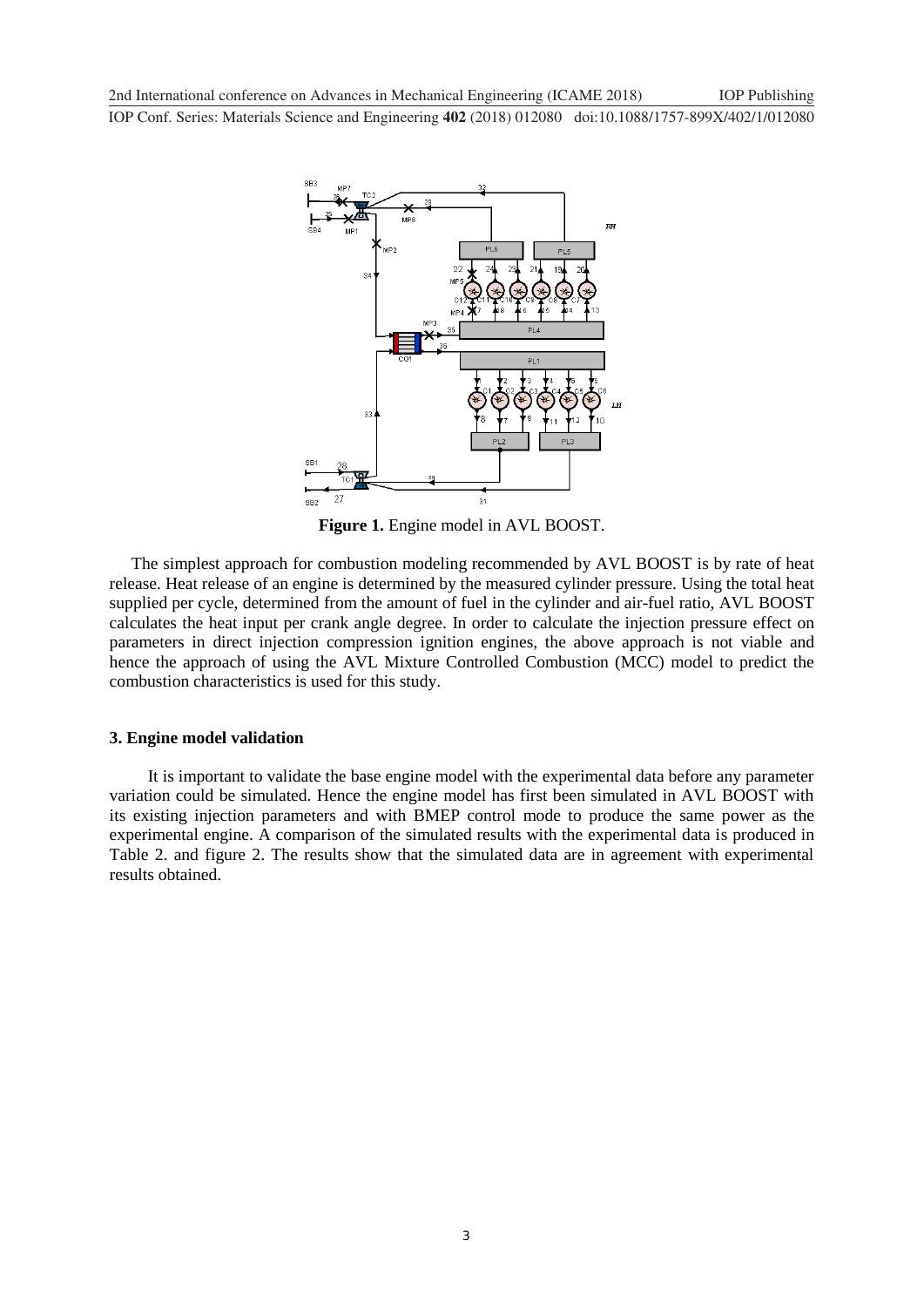**Figure 1.** Engine model in AVL BOOST.

The simplest approach for combustion modeling recommended by AVL BOOST is by rate of heat release. Heat release of an engine is determined by the measured cylinder pressure. Using the total heat supplied per cycle, determined from the amount of fuel in the cylinder and air-fuel ratio, AVL BOOST calculates the heat input per crank angle degree. In order to calculate the injection pressure effect on parameters in direct injection compression ignition engines, the above approach is not viable and hence the approach of using the AVL Mixture Controlled Combustion (MCC) model to predict the combustion characteristics is used for this study.

### 3. Engine model validation

It is important to validate the base engine model with the experimental data before any parameter variation could be simulated. Hence the engine model has first been simulated in AVL BOOST with its existing injection parameters and with BMEP control mode to produce the same power as the experimental engine. A comparison of the simulated results with the experimental data is produced in Table 2. and figure 2. The results show that the simulated data are in agreement with experimental results obtained.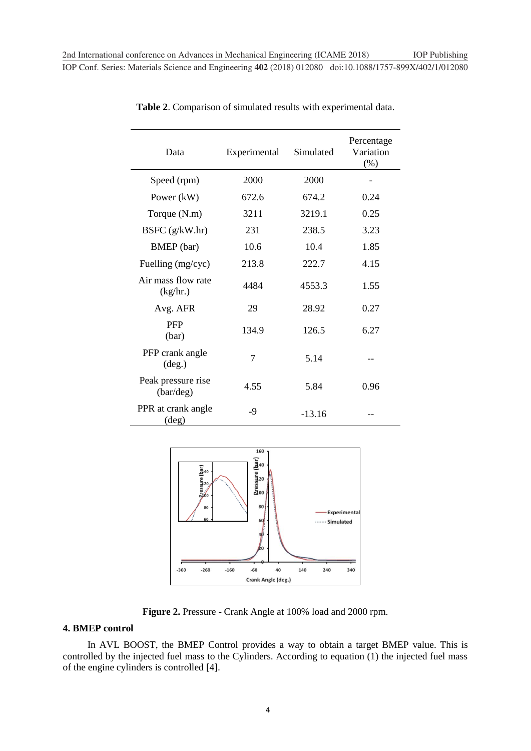**Table 2**. Comparison of simulated results with experimental data.

| Data | Experimental | Simulated | Percentage Variation (%) |
| --- | --- | --- | --- |
| Speed (rpm) | 2000 | 2000 | - |
| Power (kW) | 672.6 | 674.2 | 0.24 |
| Torque (N.m) | 3211 | 3219.1 | 0.25 |
| BSFC (g/kW.hr) | 231 | 238.5 | 3.23 |
| BMEP (bar) | 10.6 | 10.4 | 1.85 |
| Fuelling (mg/cyc) | 213.8 | 222.7 | 4.15 |
| Air mass flow rate (kg/hr.) | 4484 | 4553.3 | 1.55 |
| Avg. AFR | 29 | 28.92 | 0.27 |
| PFP (bar) | 134.9 | 126.5 | 6.27 |
| PFP crank angle (deg.) | 7 | 5.14 | -- |
| Peak pressure rise (bar/deg) | 4.55 | 5.84 | 0.96 |
| PPR at crank angle (deg) | -9 | -13.16 | -- |

**Figure 2.** Pressure - Crank Angle at 100% load and 2000 rpm.

### 4. BMEP control

In AVL BOOST, the BMEP Control provides a way to obtain a target BMEP value. This is controlled by the injected fuel mass to the Cylinders. According to equation (1) the injected fuel mass of the engine cylinders is controlled [4].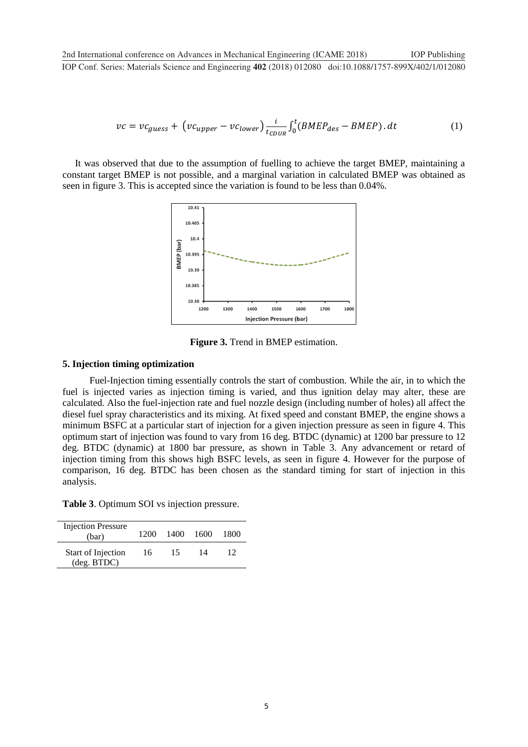$$vc = vc_{guess} + \left(vc_{upper} - vc_{lower}\right) \frac{i}{t_{CDUR}} \int_0^t (BMEP_{des} - BMEP) . dt \tag{1}$$

It was observed that due to the assumption of fuelling to achieve the target BMEP, maintaining a constant target BMEP is not possible, and a marginal variation in calculated BMEP was obtained as seen in figure 3. This is accepted since the variation is found to be less than 0.04%.

**Figure 3.** Trend in BMEP estimation.

## 5. Injection timing optimization

Fuel-Injection timing essentially controls the start of combustion. While the air, in to which the fuel is injected varies as injection timing is varied, and thus ignition delay may alter, these are calculated. Also the fuel-injection rate and fuel nozzle design (including number of holes) all affect the diesel fuel spray characteristics and its mixing. At fixed speed and constant BMEP, the engine shows a minimum BSFC at a particular start of injection for a given injection pressure as seen in figure 4. This optimum start of injection was found to vary from 16 deg. BTDC (dynamic) at 1200 bar pressure to 12 deg. BTDC (dynamic) at 1800 bar pressure, as shown in Table 3. Any advancement or retard of injection timing from this shows high BSFC levels, as seen in figure 4. However for the purpose of comparison, 16 deg. BTDC has been chosen as the standard timing for start of injection in this analysis.

**Table 3**. Optimum SOI vs injection pressure.

| Injection Pressure (bar) | 1200 | 1400 | 1600 | 1800 |
|---|---|---|---|---|
| Start of Injection (deg. BTDC) | 16 | 15 | 14 | 12 |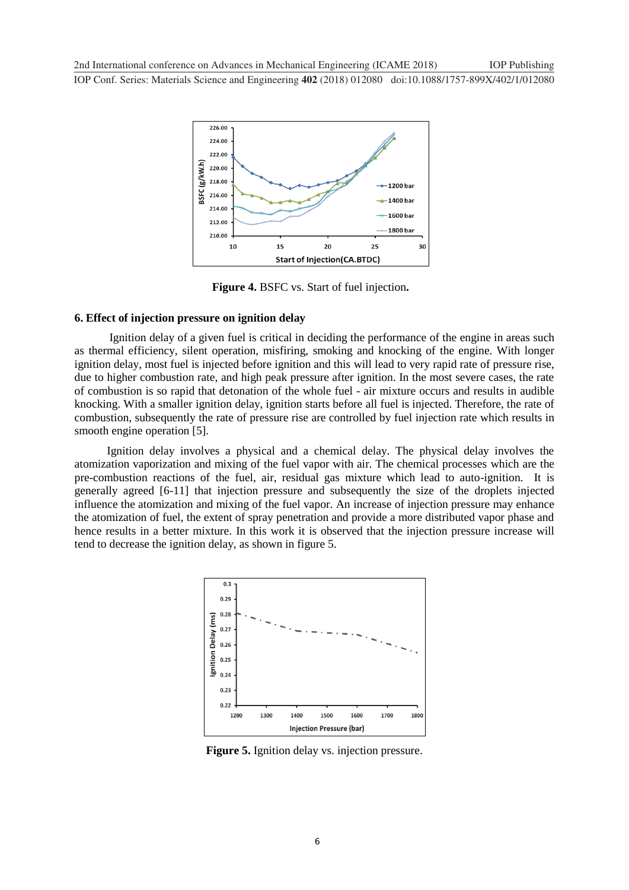**Figure 4.** BSFC vs. Start of fuel injection**.**

### 6. Effect of injection pressure on ignition delay

Ignition delay of a given fuel is critical in deciding the performance of the engine in areas such as thermal efficiency, silent operation, misfiring, smoking and knocking of the engine. With longer ignition delay, most fuel is injected before ignition and this will lead to very rapid rate of pressure rise, due to higher combustion rate, and high peak pressure after ignition. In the most severe cases, the rate of combustion is so rapid that detonation of the whole fuel - air mixture occurs and results in audible knocking. With a smaller ignition delay, ignition starts before all fuel is injected. Therefore, the rate of combustion, subsequently the rate of pressure rise are controlled by fuel injection rate which results in smooth engine operation [5].

Ignition delay involves a physical and a chemical delay. The physical delay involves the atomization vaporization and mixing of the fuel vapor with air. The chemical processes which are the pre-combustion reactions of the fuel, air, residual gas mixture which lead to auto-ignition. It is generally agreed [6-11] that injection pressure and subsequently the size of the droplets injected influence the atomization and mixing of the fuel vapor. An increase of injection pressure may enhance the atomization of fuel, the extent of spray penetration and provide a more distributed vapor phase and hence results in a better mixture. In this work it is observed that the injection pressure increase will tend to decrease the ignition delay, as shown in figure 5.

**Figure 5.** Ignition delay vs. injection pressure.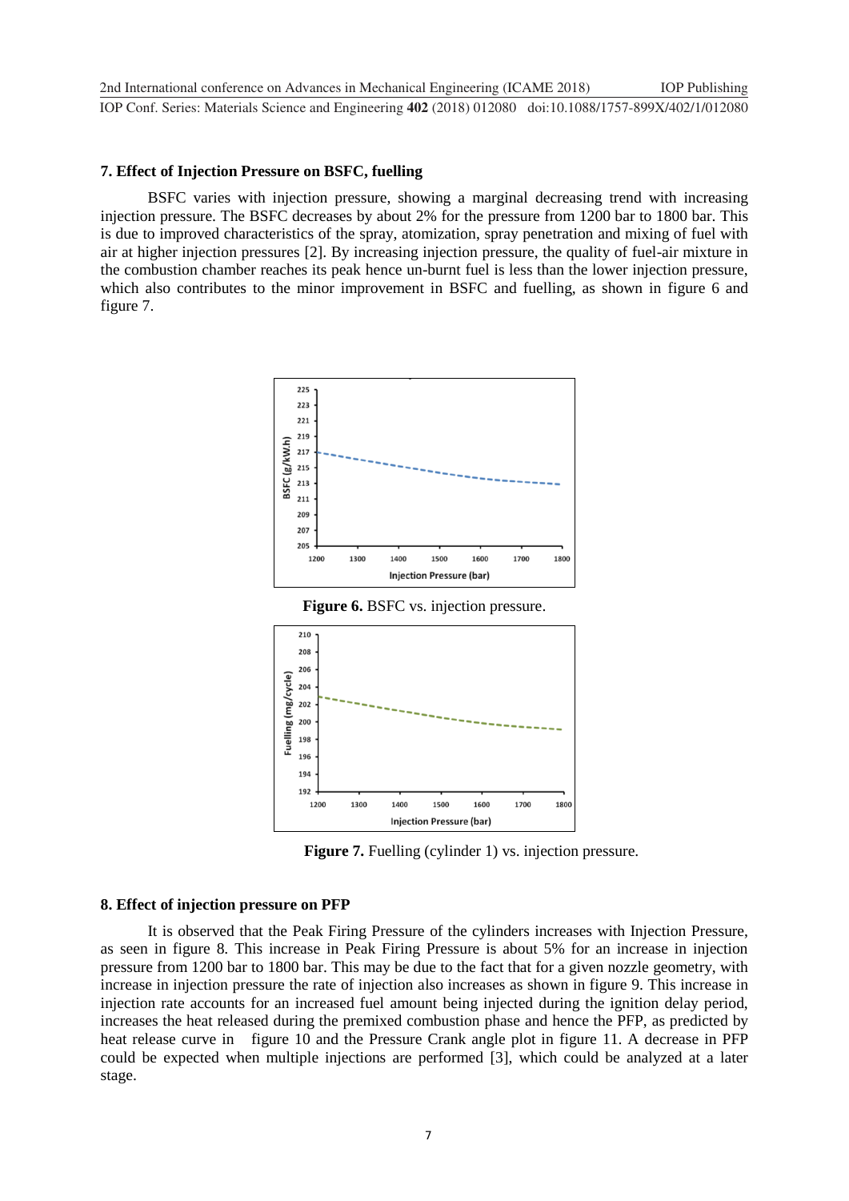## 7. Effect of Injection Pressure on BSFC, fuelling

BSFC varies with injection pressure, showing a marginal decreasing trend with increasing injection pressure. The BSFC decreases by about 2% for the pressure from 1200 bar to 1800 bar. This is due to improved characteristics of the spray, atomization, spray penetration and mixing of fuel with air at higher injection pressures [2]. By increasing injection pressure, the quality of fuel-air mixture in the combustion chamber reaches its peak hence un-burnt fuel is less than the lower injection pressure, which also contributes to the minor improvement in BSFC and fuelling, as shown in figure 6 and figure 7.

**Figure 6.** BSFC vs. injection pressure.

**Figure 7.** Fuelling (cylinder 1) vs. injection pressure.

## 8. Effect of injection pressure on PFP

It is observed that the Peak Firing Pressure of the cylinders increases with Injection Pressure, as seen in figure 8. This increase in Peak Firing Pressure is about 5% for an increase in injection pressure from 1200 bar to 1800 bar. This may be due to the fact that for a given nozzle geometry, with increase in injection pressure the rate of injection also increases as shown in figure 9. This increase in injection rate accounts for an increased fuel amount being injected during the ignition delay period, increases the heat released during the premixed combustion phase and hence the PFP, as predicted by heat release curve in figure 10 and the Pressure Crank angle plot in figure 11. A decrease in PFP could be expected when multiple injections are performed [3], which could be analyzed at a later stage.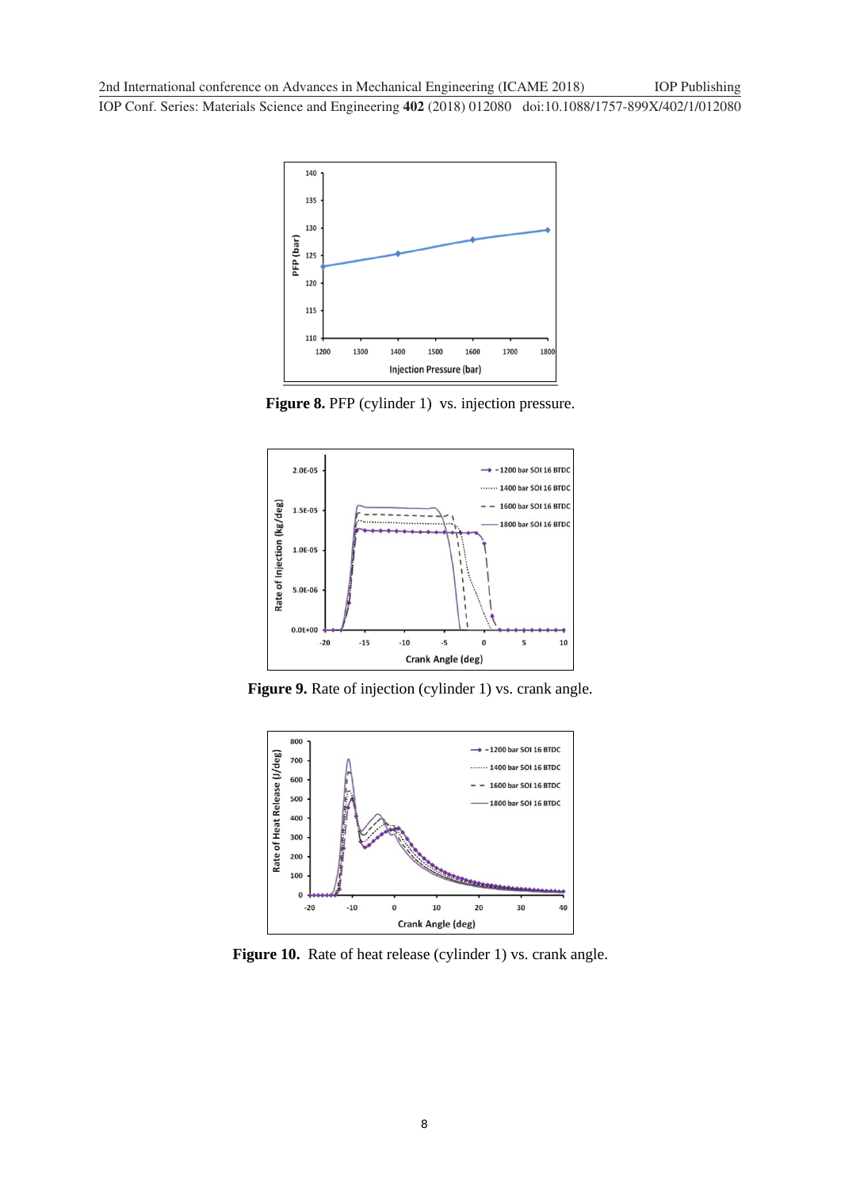**Figure 8.** PFP (cylinder 1) vs. injection pressure.

**Figure 9.** Rate of injection (cylinder 1) vs. crank angle.

**Figure 10.** Rate of heat release (cylinder 1) vs. crank angle.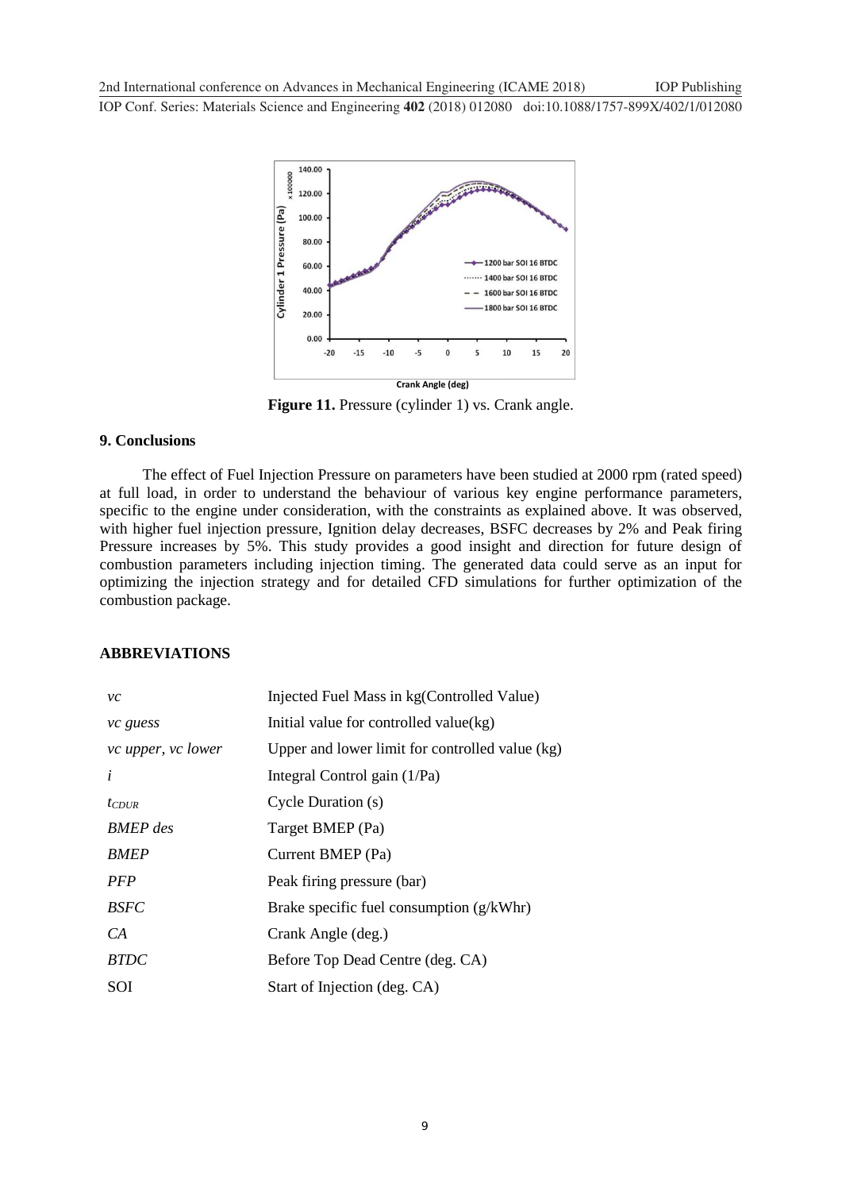**Figure 11.** Pressure (cylinder 1) vs. Crank angle.

## 9. Conclusions

The effect of Fuel Injection Pressure on parameters have been studied at 2000 rpm (rated speed) at full load, in order to understand the behaviour of various key engine performance parameters, specific to the engine under consideration, with the constraints as explained above. It was observed, with higher fuel injection pressure, Ignition delay decreases, BSFC decreases by 2% and Peak firing Pressure increases by 5%. This study provides a good insight and direction for future design of combustion parameters including injection timing. The generated data could serve as an input for optimizing the injection strategy and for detailed CFD simulations for further optimization of the combustion package.

## ABBREVIATIONS

| | |
|---|---|
| *vc* | Injected Fuel Mass in kg(Controlled Value) |
| *vc guess* | Initial value for controlled value(kg) |
| *vc upper*, *vc lower* | Upper and lower limit for controlled value (kg) |
| *i* | Integral Control gain (1/Pa) |
| $t_{CDUR}$ | Cycle Duration (s) |
| *BMEP des* | Target BMEP (Pa) |
| *BMEP* | Current BMEP (Pa) |
| *PFP* | Peak firing pressure (bar) |
| *BSFC* | Brake specific fuel consumption (g/kWhr) |
| *CA* | Crank Angle (deg.) |
| *BTDC* | Before Top Dead Centre (deg. CA) |
| SOI | Start of Injection (deg. CA) |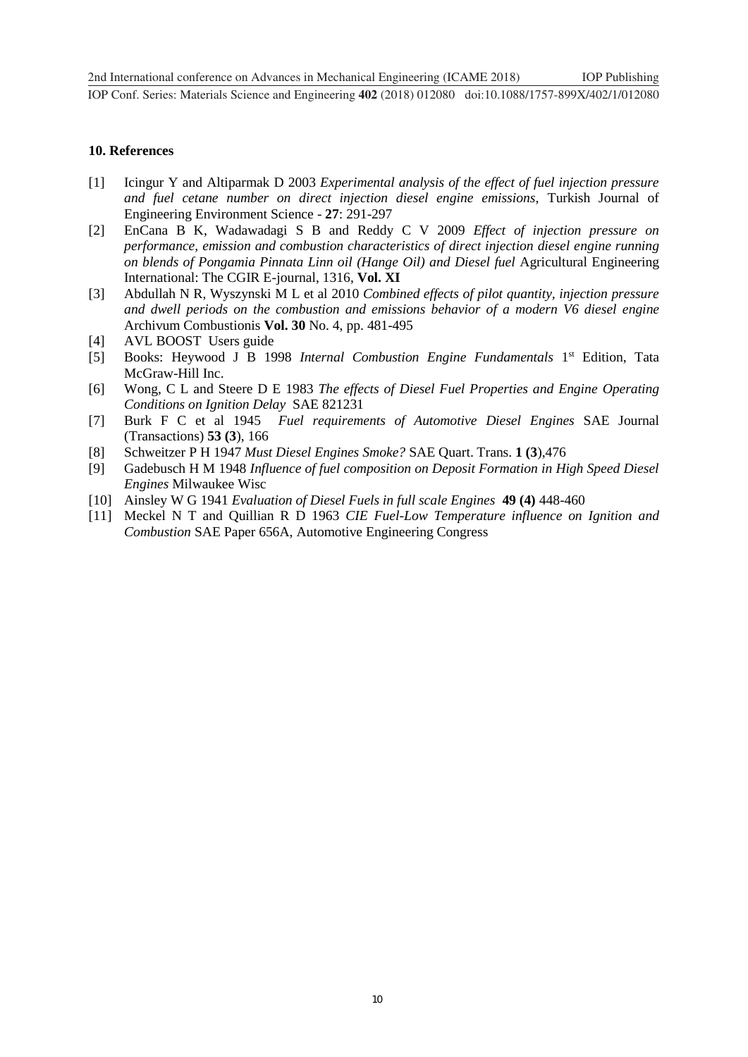## 10. References

[1] Icingur Y and Altiparmak D 2003 *Experimental analysis of the effect of fuel injection pressure and fuel cetane number on direct injection diesel engine emissions,* Turkish Journal of Engineering Environment Science - **27**: 291-297

[2] EnCana B K, Wadawadagi S B and Reddy C V 2009 *Effect of injection pressure on performance, emission and combustion characteristics of direct injection diesel engine running on blends of Pongamia Pinnata Linn oil (Hange Oil) and Diesel fuel* Agricultural Engineering International: The CGIR E-journal, 1316, **Vol. XI**

[3] Abdullah N R, Wyszynski M L et al 2010 *Combined effects of pilot quantity, injection pressure and dwell periods on the combustion and emissions behavior of a modern V6 diesel engine* Archivum Combustionis **Vol. 30** No. 4, pp. 481-495

[4] AVL BOOST Users guide

[5] Books: Heywood J B 1998 *Internal Combustion Engine Fundamentals* 1st Edition, Tata McGraw-Hill Inc.

[6] Wong, C L and Steere D E 1983 *The effects of Diesel Fuel Properties and Engine Operating Conditions on Ignition Delay* SAE 821231

[7] Burk F C et al 1945 *Fuel requirements of Automotive Diesel Engines* SAE Journal (Transactions) **53 (3**), 166

[8] Schweitzer P H 1947 *Must Diesel Engines Smoke?* SAE Quart. Trans. **1 (3**),476

[9] Gadebusch H M 1948 *Influence of fuel composition on Deposit Formation in High Speed Diesel Engines* Milwaukee Wisc

[10] Ainsley W G 1941 *Evaluation of Diesel Fuels in full scale Engines* **49 (4)** 448-460

[11] Meckel N T and Quillian R D 1963 *CIE Fuel-Low Temperature influence on Ignition and Combustion* SAE Paper 656A, Automotive Engineering Congress